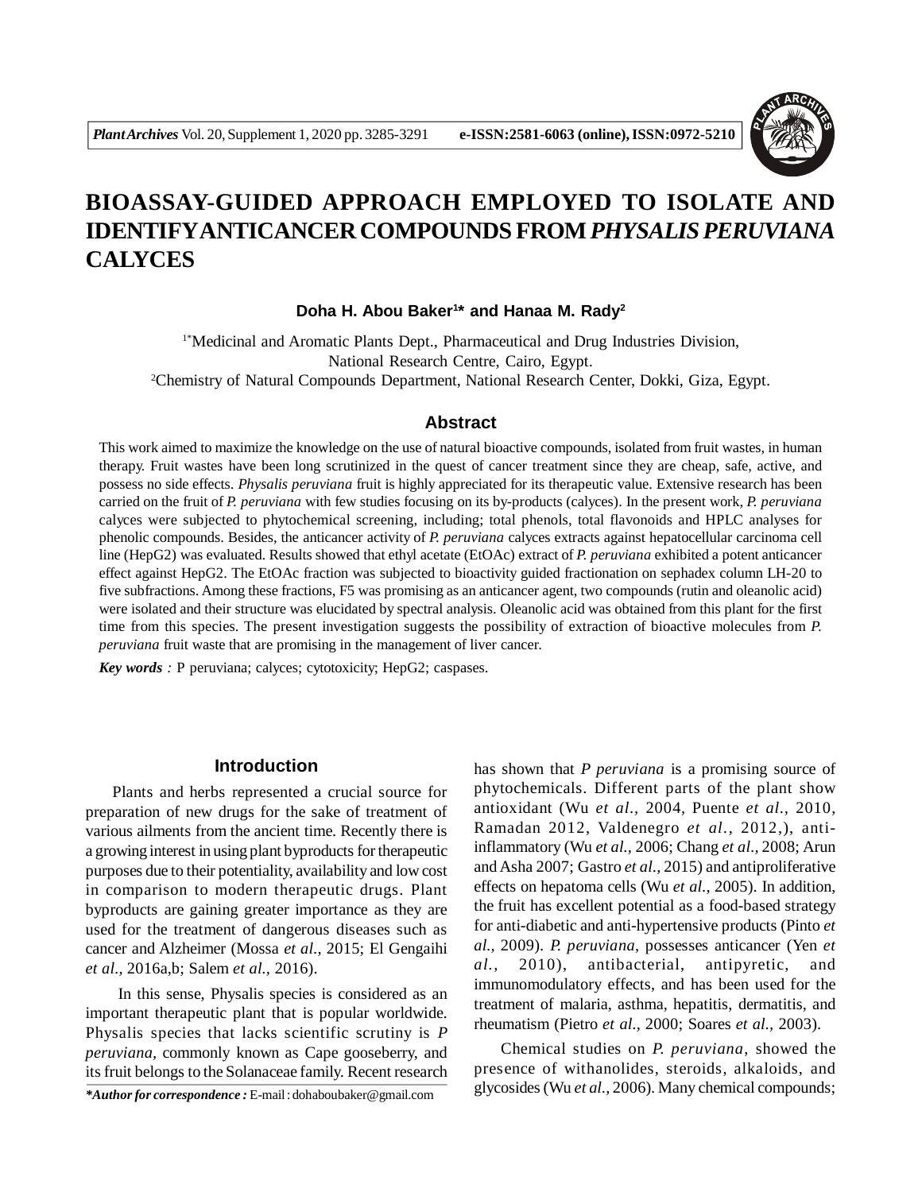# BIOASSAY-GUIDED APPROACH EMPLOYED TO ISOLATE AND IDENTIFY ANTICANCER COMPOUNDS FROM *PHYSALIS PERUVIANA* CALYCES

**Doha H. Abou Baker[1]\* and Hanaa M. Rady[2]**

[1\*]Medicinal and Aromatic Plants Dept., Pharmaceutical and Drug Industries Division, National Research Centre, Cairo, Egypt.
[2]Chemistry of Natural Compounds Department, National Research Center, Dokki, Giza, Egypt.

## Abstract

This work aimed to maximize the knowledge on the use of natural bioactive compounds, isolated from fruit wastes, in human therapy. Fruit wastes have been long scrutinized in the quest of cancer treatment since they are cheap, safe, active, and possess no side effects. *Physalis peruviana* fruit is highly appreciated for its therapeutic value. Extensive research has been carried on the fruit of *P. peruviana* with few studies focusing on its by-products (calyces). In the present work, *P. peruviana* calyces were subjected to phytochemical screening, including; total phenols, total flavonoids and HPLC analyses for phenolic compounds. Besides, the anticancer activity of *P. peruviana* calyces extracts against hepatocellular carcinoma cell line (HepG2) was evaluated. Results showed that ethyl acetate (EtOAc) extract of *P. peruviana* exhibited a potent anticancer effect against HepG2. The EtOAc fraction was subjected to bioactivity guided fractionation on sephadex column LH-20 to five subfractions. Among these fractions, F5 was promising as an anticancer agent, two compounds (rutin and oleanolic acid) were isolated and their structure was elucidated by spectral analysis. Oleanolic acid was obtained from this plant for the first time from this species. The present investigation suggests the possibility of extraction of bioactive molecules from *P. peruviana* fruit waste that are promising in the management of liver cancer.

***Key words :*** P peruviana; calyces; cytotoxicity; HepG2; caspases.

## Introduction

Plants and herbs represented a crucial source for preparation of new drugs for the sake of treatment of various ailments from the ancient time. Recently there is a growing interest in using plant byproducts for therapeutic purposes due to their potentiality, availability and low cost in comparison to modern therapeutic drugs. Plant byproducts are gaining greater importance as they are used for the treatment of dangerous diseases such as cancer and Alzheimer (Mossa *et al.,* 2015; El Gengaihi *et al.,* 2016a,b; Salem *et al.,* 2016).

In this sense, Physalis species is considered as an important therapeutic plant that is popular worldwide. Physalis species that lacks scientific scrutiny is *P peruviana*, commonly known as Cape gooseberry, and its fruit belongs to the Solanaceae family. Recent research has shown that *P peruviana* is a promising source of phytochemicals. Different parts of the plant show antioxidant (Wu *et al.,* 2004, Puente *et al.,* 2010, Ramadan 2012, Valdenegro *et al.,* 2012,), anti-inflammatory (Wu *et al.,* 2006; Chang *et al.,* 2008; Arun and Asha 2007; Gastro *et al.,* 2015) and antiproliferative effects on hepatoma cells (Wu *et al.,* 2005). In addition, the fruit has excellent potential as a food-based strategy for anti-diabetic and anti-hypertensive products (Pinto *et al.,* 2009). *P. peruviana*, possesses anticancer (Yen *et al.,* 2010), antibacterial, antipyretic, and immunomodulatory effects, and has been used for the treatment of malaria, asthma, hepatitis, dermatitis, and rheumatism (Pietro *et al.,* 2000; Soares *et al.,* 2003).

Chemical studies on *P. peruviana*, showed the presence of withanolides, steroids, alkaloids, and glycosides (Wu *et al.,* 2006). Many chemical compounds;

***\*Author for correspondence :*** E-mail : dohaboubaker@gmail.com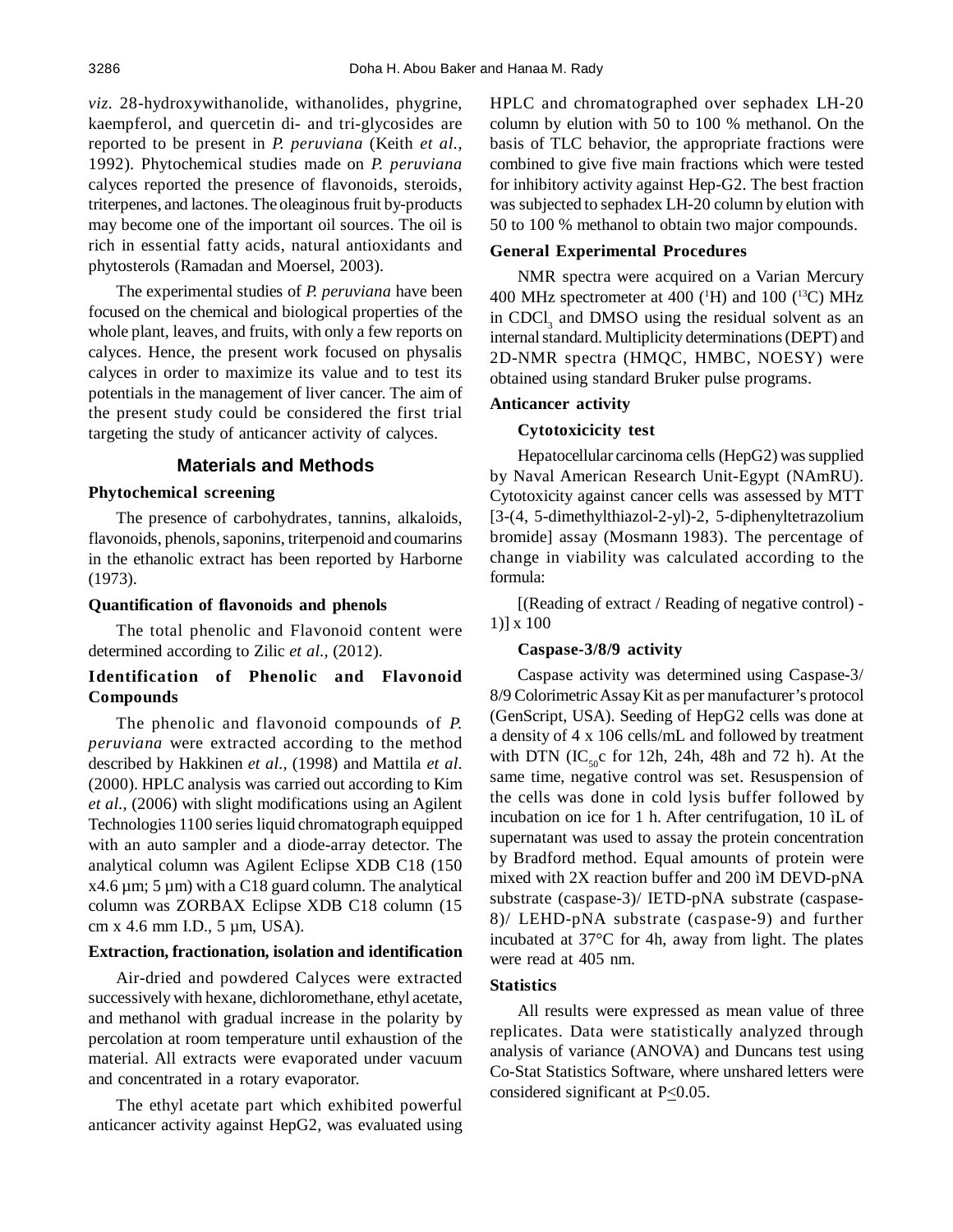*viz.* 28-hydroxywithanolide, withanolides, phygrine, kaempferol, and quercetin di- and tri-glycosides are reported to be present in *P. peruviana* (Keith *et al.,* 1992). Phytochemical studies made on *P. peruviana* calyces reported the presence of flavonoids, steroids, triterpenes, and lactones. The oleaginous fruit by-products may become one of the important oil sources. The oil is rich in essential fatty acids, natural antioxidants and phytosterols (Ramadan and Moersel, 2003).

The experimental studies of *P. peruviana* have been focused on the chemical and biological properties of the whole plant, leaves, and fruits, with only a few reports on calyces. Hence, the present work focused on physalis calyces in order to maximize its value and to test its potentials in the management of liver cancer. The aim of the present study could be considered the first trial targeting the study of anticancer activity of calyces.

## Materials and Methods

### Phytochemical screening

The presence of carbohydrates, tannins, alkaloids, flavonoids, phenols, saponins, triterpenoid and coumarins in the ethanolic extract has been reported by Harborne (1973).

### Quantification of flavonoids and phenols

The total phenolic and Flavonoid content were determined according to Zilic *et al.,* (2012).

### Identification of Phenolic and Flavonoid Compounds

The phenolic and flavonoid compounds of *P. peruviana* were extracted according to the method described by Hakkinen *et al.,* (1998) and Mattila *et al.* (2000). HPLC analysis was carried out according to Kim *et al.,* (2006) with slight modifications using an Agilent Technologies 1100 series liquid chromatograph equipped with an auto sampler and a diode-array detector. The analytical column was Agilent Eclipse XDB C18 (150 x4.6 µm; 5 µm) with a C18 guard column. The analytical column was ZORBAX Eclipse XDB C18 column (15 cm x 4.6 mm I.D., 5 µm, USA).

### Extraction, fractionation, isolation and identification

Air-dried and powdered Calyces were extracted successively with hexane, dichloromethane, ethyl acetate, and methanol with gradual increase in the polarity by percolation at room temperature until exhaustion of the material. All extracts were evaporated under vacuum and concentrated in a rotary evaporator.

The ethyl acetate part which exhibited powerful anticancer activity against HepG2, was evaluated using HPLC and chromatographed over sephadex LH-20 column by elution with 50 to 100 % methanol. On the basis of TLC behavior, the appropriate fractions were combined to give five main fractions which were tested for inhibitory activity against Hep-G2. The best fraction was subjected to sephadex LH-20 column by elution with 50 to 100 % methanol to obtain two major compounds.

### General Experimental Procedures

NMR spectra were acquired on a Varian Mercury 400 MHz spectrometer at 400 ($^{1}$H) and 100 ($^{13}$C) MHz in $CDCl_3$ and DMSO using the residual solvent as an internal standard. Multiplicity determinations (DEPT) and 2D-NMR spectra (HMQC, HMBC, NOESY) were obtained using standard Bruker pulse programs.

### Anticancer activity

#### Cytotoxicicity test

Hepatocellular carcinoma cells (HepG2) was supplied by Naval American Research Unit-Egypt (NAmRU). Cytotoxicity against cancer cells was assessed by MTT [3-(4, 5-dimethylthiazol-2-yl)-2, 5-diphenyltetrazolium bromide] assay (Mosmann 1983). The percentage of change in viability was calculated according to the formula:

[(Reading of extract / Reading of negative control) - 1)] x 100

#### Caspase-3/8/9 activity

Caspase activity was determined using Caspase-3/8/9 Colorimetric Assay Kit as per manufacturer's protocol (GenScript, USA). Seeding of HepG2 cells was done at a density of 4 x 106 cells/mL and followed by treatment with DTN ($IC_{50}$c for 12h, 24h, 48h and 72 h). At the same time, negative control was set. Resuspension of the cells was done in cold lysis buffer followed by incubation on ice for 1 h. After centrifugation, 10 ìL of supernatant was used to assay the protein concentration by Bradford method. Equal amounts of protein were mixed with 2X reaction buffer and 200 ìM DEVD-pNA substrate (caspase-3)/ IETD-pNA substrate (caspase-8)/ LEHD-pNA substrate (caspase-9) and further incubated at 37°C for 4h, away from light. The plates were read at 405 nm.

### Statistics

All results were expressed as mean value of three replicates. Data were statistically analyzed through analysis of variance (ANOVA) and Duncans test using Co-Stat Statistics Software, where unshared letters were considered significant at $P \leq 0.05$.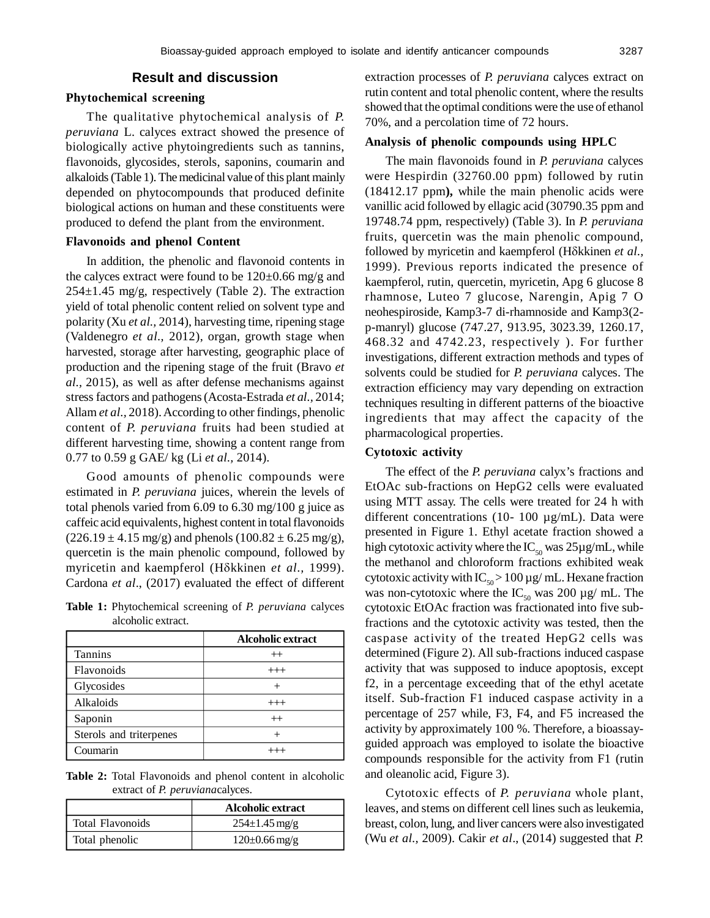## Result and discussion

### Phytochemical screening

The qualitative phytochemical analysis of *P. peruviana* L. calyces extract showed the presence of biologically active phytoingredients such as tannins, flavonoids, glycosides, sterols, saponins, coumarin and alkaloids (Table 1). The medicinal value of this plant mainly depended on phytocompounds that produced definite biological actions on human and these constituents were produced to defend the plant from the environment.

### Flavonoids and phenol Content

In addition, the phenolic and flavonoid contents in the calyces extract were found to be 120±0.66 mg/g and 254±1.45 mg/g, respectively (Table 2). The extraction yield of total phenolic content relied on solvent type and polarity (Xu *et al.,* 2014), harvesting time, ripening stage (Valdenegro *et al.,* 2012), organ, growth stage when harvested, storage after harvesting, geographic place of production and the ripening stage of the fruit (Bravo *et al.,* 2015), as well as after defense mechanisms against stress factors and pathogens (Acosta-Estrada *et al.,* 2014; Allam *et al.,* 2018). According to other findings, phenolic content of *P. peruviana* fruits had been studied at different harvesting time, showing a content range from 0.77 to 0.59 g GAE/ kg (Li *et al.,* 2014).

Good amounts of phenolic compounds were estimated in *P. peruviana* juices, wherein the levels of total phenols varied from 6.09 to 6.30 mg/100 g juice as caffeic acid equivalents, highest content in total flavonoids (226.19 ± 4.15 mg/g) and phenols (100.82 ± 6.25 mg/g), quercetin is the main phenolic compound, followed by myricetin and kaempferol (Hδkkinen *et al.,* 1999). Cardona *et al*., (2017) evaluated the effect of different extraction processes of *P. peruviana* calyces extract on rutin content and total phenolic content, where the results showed that the optimal conditions were the use of ethanol 70%, and a percolation time of 72 hours.

**Table 1:** Phytochemical screening of *P. peruviana* calyces alcoholic extract.

| | Alcoholic extract |
|---|---|
| Tannins | ++ |
| Flavonoids | +++ |
| Glycosides | + |
| Alkaloids | +++ |
| Saponin | ++ |
| Sterols and triterpenes | + |
| Coumarin | +++ |

**Table 2:** Total Flavonoids and phenol content in alcoholic extract of *P. peruviana*calyces.

| | Alcoholic extract |
|---|---|
| Total Flavonoids | 254±1.45 mg/g |
| Total phenolic | 120±0.66 mg/g |

### Analysis of phenolic compounds using HPLC

The main flavonoids found in *P. peruviana* calyces were Hespirdin (32760.00 ppm) followed by rutin (18412.17 ppm**),** while the main phenolic acids were vanillic acid followed by ellagic acid (30790.35 ppm and 19748.74 ppm, respectively) (Table 3). In *P. peruviana* fruits, quercetin was the main phenolic compound, followed by myricetin and kaempferol (Hδkkinen *et al.,* 1999). Previous reports indicated the presence of kaempferol, rutin, quercetin, myricetin, Apg 6 glucose 8 rhamnose, Luteo 7 glucose, Narengin, Apig 7 O neohespiroside, Kamp3-7 di-rhamnoside and Kamp3(2-p-manryl) glucose (747.27, 913.95, 3023.39, 1260.17, 468.32 and 4742.23, respectively ). For further investigations, different extraction methods and types of solvents could be studied for *P. peruviana* calyces. The extraction efficiency may vary depending on extraction techniques resulting in different patterns of the bioactive ingredients that may affect the capacity of the pharmacological properties.

### Cytotoxic activity

The effect of the *P. peruviana* calyx's fractions and EtOAc sub-fractions on HepG2 cells were evaluated using MTT assay. The cells were treated for 24 h with different concentrations (10- 100 µg/mL). Data were presented in Figure 1. Ethyl acetate fraction showed a high cytotoxic activity where the $IC_{50}$ was 25µg/mL, while the methanol and chloroform fractions exhibited weak cytotoxic activity with $IC_{50}$ > 100 µg/ mL. Hexane fraction was non-cytotoxic where the $IC_{50}$ was 200 µg/ mL. The cytotoxic EtOAc fraction was fractionated into five sub-fractions and the cytotoxic activity was tested, then the caspase activity of the treated HepG2 cells was determined (Figure 2). All sub-fractions induced caspase activity that was supposed to induce apoptosis, except f2, in a percentage exceeding that of the ethyl acetate itself. Sub-fraction F1 induced caspase activity in a percentage of 257 while, F3, F4, and F5 increased the activity by approximately 100 %. Therefore, a bioassay-guided approach was employed to isolate the bioactive compounds responsible for the activity from F1 (rutin and oleanolic acid, Figure 3).

Cytotoxic effects of *P. peruviana* whole plant, leaves, and stems on different cell lines such as leukemia, breast, colon, lung, and liver cancers were also investigated (Wu *et al.,* 2009). Cakir *et al*., (2014) suggested that *P.*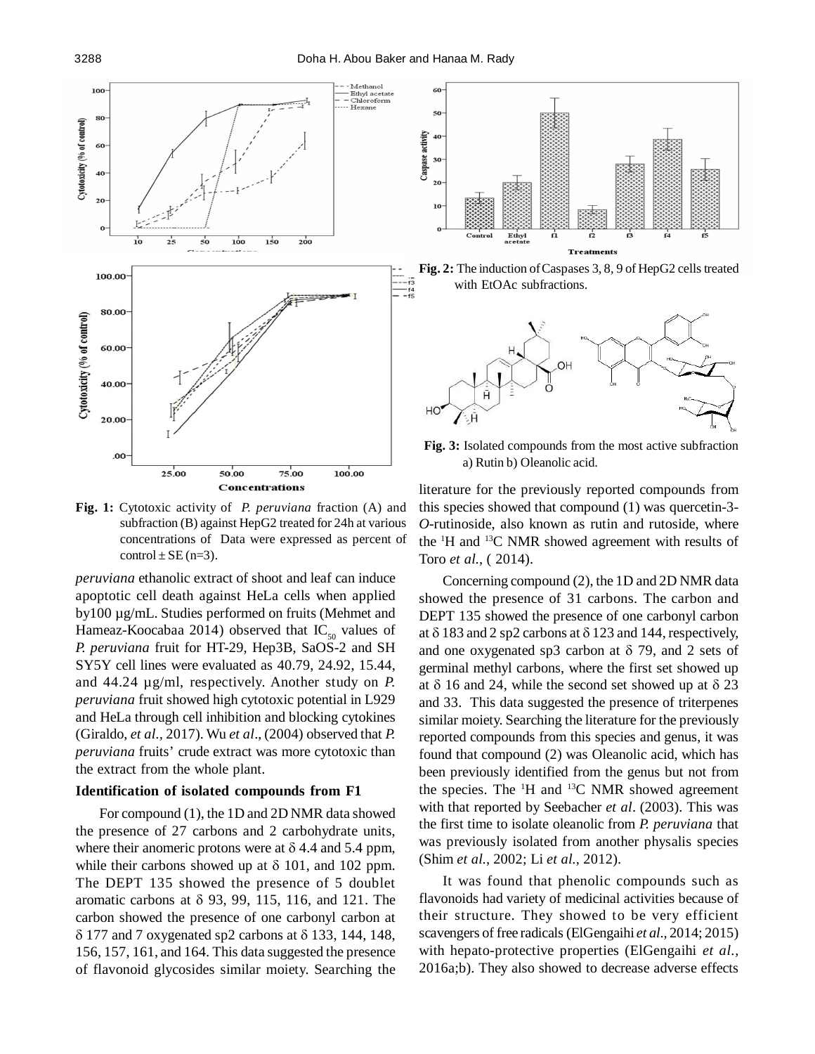**Fig. 1:** Cytotoxic activity of *P. peruviana* fraction (A) and subfraction (B) against HepG2 treated for 24h at various concentrations of Data were expressed as percent of control ± SE (n=3).

**Fig. 2:** The induction of Caspases 3, 8, 9 of HepG2 cells treated with EtOAc subfractions.

**Fig. 3:** Isolated compounds from the most active subfraction a) Rutin b) Oleanolic acid.

*peruviana* ethanolic extract of shoot and leaf can induce apoptotic cell death against HeLa cells when applied by100 µg/mL. Studies performed on fruits (Mehmet and Hameaz-Koocabaa 2014) observed that $IC_{50}$ values of *P. peruviana* fruit for HT-29, Hep3B, SaOS-2 and SH SY5Y cell lines were evaluated as 40.79, 24.92, 15.44, and 44.24 µg/ml, respectively. Another study on *P. peruviana* fruit showed high cytotoxic potential in L929 and HeLa through cell inhibition and blocking cytokines (Giraldo, *et al.,* 2017). Wu *et al*., (2004) observed that *P. peruviana* fruits' crude extract was more cytotoxic than the extract from the whole plant.

### Identification of isolated compounds from F1

For compound (1), the 1D and 2D NMR data showed the presence of 27 carbons and 2 carbohydrate units, where their anomeric protons were at δ 4.4 and 5.4 ppm, while their carbons showed up at δ 101, and 102 ppm. The DEPT 135 showed the presence of 5 doublet aromatic carbons at δ 93, 99, 115, 116, and 121. The carbon showed the presence of one carbonyl carbon at δ 177 and 7 oxygenated sp2 carbons at δ 133, 144, 148, 156, 157, 161, and 164. This data suggested the presence of flavonoid glycosides similar moiety. Searching the literature for the previously reported compounds from this species showed that compound (1) was quercetin-3-*O*-rutinoside, also known as rutin and rutoside, where the $^{1}$H and $^{13}$C NMR showed agreement with results of Toro *et al.,* ( 2014).

Concerning compound (2), the 1D and 2D NMR data showed the presence of 31 carbons. The carbon and DEPT 135 showed the presence of one carbonyl carbon at δ 183 and 2 sp2 carbons at δ 123 and 144, respectively, and one oxygenated sp3 carbon at δ 79, and 2 sets of germinal methyl carbons, where the first set showed up at δ 16 and 24, while the second set showed up at δ 23 and 33. This data suggested the presence of triterpenes similar moiety. Searching the literature for the previously reported compounds from this species and genus, it was found that compound (2) was Oleanolic acid, which has been previously identified from the genus but not from the species. The $^{1}$H and $^{13}$C NMR showed agreement with that reported by Seebacher *et al*. (2003). This was the first time to isolate oleanolic from *P. peruviana* that was previously isolated from another physalis species (Shim *et al.,* 2002; Li *et al.,* 2012).

It was found that phenolic compounds such as flavonoids had variety of medicinal activities because of their structure. They showed to be very efficient scavengers of free radicals (ElGengaihi *et al.,* 2014; 2015) with hepato-protective properties (ElGengaihi *et al.,* 2016a;b). They also showed to decrease adverse effects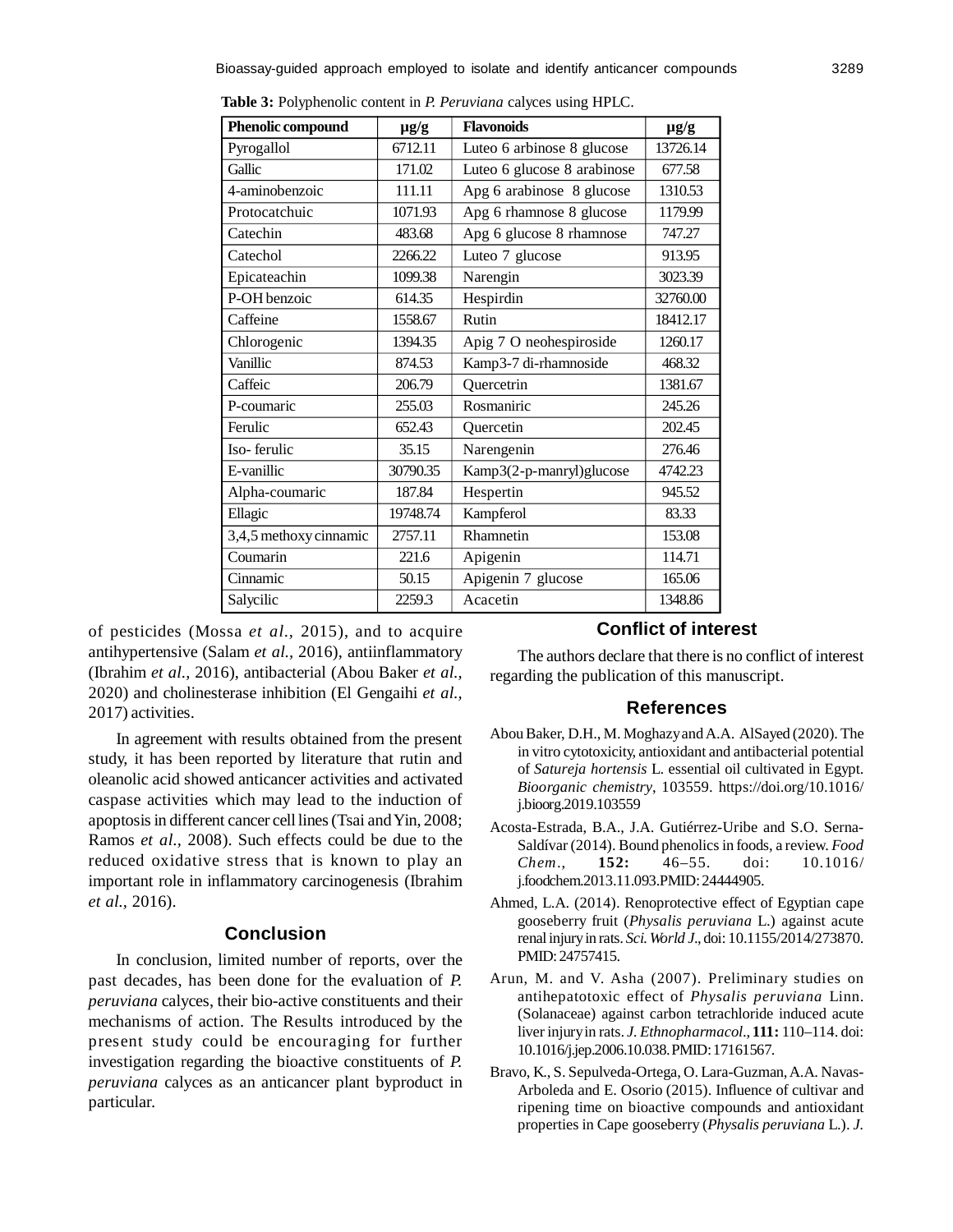**Table 3:** Polyphenolic content in *P. Peruviana* calyces using HPLC.

| Phenolic compound | µg/g | Flavonoids | µg/g |
|---|---|---|---|
| Pyrogallol | 6712.11 | Luteo 6 arbinose 8 glucose | 13726.14 |
| Gallic | 171.02 | Luteo 6 glucose 8 arabinose | 677.58 |
| 4-aminobenzoic | 111.11 | Apg 6 arabinose 8 glucose | 1310.53 |
| Protocatchuic | 1071.93 | Apg 6 rhamnose 8 glucose | 1179.99 |
| Catechin | 483.68 | Apg 6 glucose 8 rhamnose | 747.27 |
| Catechol | 2266.22 | Luteo 7 glucose | 913.95 |
| Epicateachin | 1099.38 | Narengin | 3023.39 |
| P-OH benzoic | 614.35 | Hespirdin | 32760.00 |
| Caffeine | 1558.67 | Rutin | 18412.17 |
| Chlorogenic | 1394.35 | Apig 7 O neohespiroside | 1260.17 |
| Vanillic | 874.53 | Kamp3-7 di-rhamnoside | 468.32 |
| Caffeic | 206.79 | Quercetrin | 1381.67 |
| P-coumaric | 255.03 | Rosmaniric | 245.26 |
| Ferulic | 652.43 | Quercetin | 202.45 |
| Iso- ferulic | 35.15 | Narengenin | 276.46 |
| E-vanillic | 30790.35 | Kamp3(2-p-manryl)glucose | 4742.23 |
| Alpha-coumaric | 187.84 | Hespertin | 945.52 |
| Ellagic | 19748.74 | Kampferol | 83.33 |
| 3,4,5 methoxy cinnamic | 2757.11 | Rhamnetin | 153.08 |
| Coumarin | 221.6 | Apigenin | 114.71 |
| Cinnamic | 50.15 | Apigenin 7 glucose | 165.06 |
| Salycilic | 2259.3 | Acacetin | 1348.86 |

of pesticides (Mossa *et al.*, 2015), and to acquire antihypertensive (Salam *et al.*, 2016), antiinflammatory (Ibrahim *et al.*, 2016), antibacterial (Abou Baker *et al.*, 2020) and cholinesterase inhibition (El Gengaihi *et al.*, 2017) activities.

In agreement with results obtained from the present study, it has been reported by literature that rutin and oleanolic acid showed anticancer activities and activated caspase activities which may lead to the induction of apoptosis in different cancer cell lines (Tsai and Yin, 2008; Ramos *et al.*, 2008). Such effects could be due to the reduced oxidative stress that is known to play an important role in inflammatory carcinogenesis (Ibrahim *et al.*, 2016).

## Conclusion

In conclusion, limited number of reports, over the past decades, has been done for the evaluation of *P. peruviana* calyces, their bio-active constituents and their mechanisms of action. The Results introduced by the present study could be encouraging for further investigation regarding the bioactive constituents of *P. peruviana* calyces as an anticancer plant byproduct in particular.

## Conflict of interest

The authors declare that there is no conflict of interest regarding the publication of this manuscript.

## References

Abou Baker, D.H., M. Moghazy and A.A. AlSayed (2020). The in vitro cytotoxicity, antioxidant and antibacterial potential of *Satureja hortensis* L. essential oil cultivated in Egypt. *Bioorganic chemistry*, 103559. https://doi.org/10.1016/j.bioorg.2019.103559

Acosta-Estrada, B.A., J.A. Gutiérrez-Uribe and S.O. Serna-Saldívar (2014). Bound phenolics in foods, a review. *Food Chem.*, **152:** 46–55. doi: 10.1016/j.foodchem.2013.11.093.PMID: 24444905.

Ahmed, L.A. (2014). Renoprotective effect of Egyptian cape gooseberry fruit (*Physalis peruviana* L.) against acute renal injury in rats. *Sci. World J.*, doi: 10.1155/2014/273870. PMID: 24757415.

Arun, M. and V. Asha (2007). Preliminary studies on antihepatotoxic effect of *Physalis peruviana* Linn. (Solanaceae) against carbon tetrachloride induced acute liver injury in rats. *J. Ethnopharmacol.*, **111:** 110–114. doi: 10.1016/j.jep.2006.10.038. PMID: 17161567.

Bravo, K., S. Sepulveda-Ortega, O. Lara-Guzman, A.A. Navas-Arboleda and E. Osorio (2015). Influence of cultivar and ripening time on bioactive compounds and antioxidant properties in Cape gooseberry (*Physalis peruviana* L.). *J.*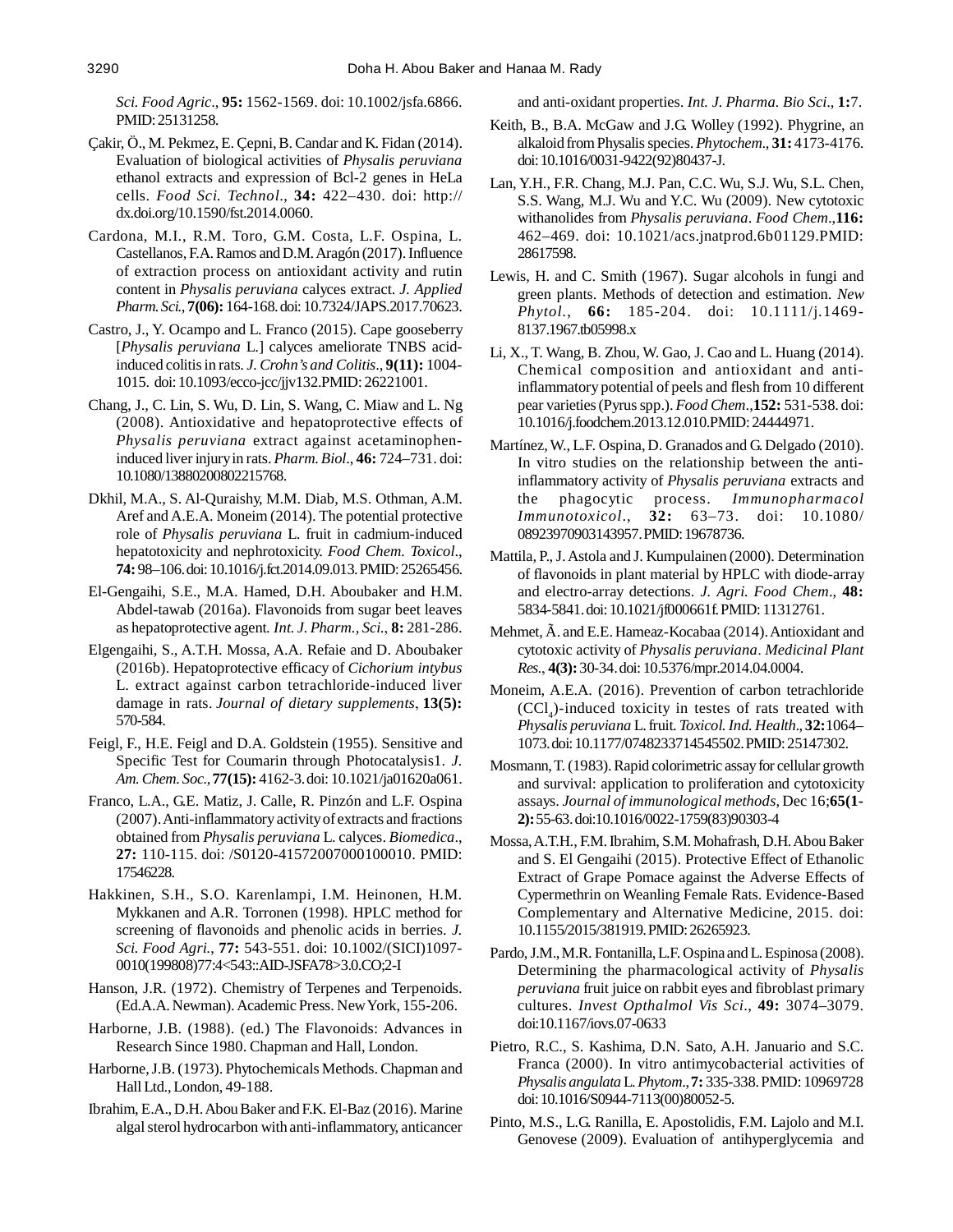*Sci. Food Agric*., **95:** 1562-1569. doi: 10.1002/jsfa.6866. PMID: 25131258.

Çakir, Ö., M. Pekmez, E. Çepni, B. Candar and K. Fidan (2014). Evaluation of biological activities of *Physalis peruviana* ethanol extracts and expression of Bcl-2 genes in HeLa cells. *Food Sci. Technol*., **34:** 422–430. doi: http://dx.doi.org/10.1590/fst.2014.0060.

Cardona, M.I., R.M. Toro, G.M. Costa, L.F. Ospina, L. Castellanos, F.A. Ramos and D.M. Aragón (2017). Influence of extraction process on antioxidant activity and rutin content in *Physalis peruviana* calyces extract. *J. Applied Pharm. Sci*., **7(06):** 164-168. doi: 10.7324/JAPS.2017.70623.

Castro, J., Y. Ocampo and L. Franco (2015). Cape gooseberry [*Physalis peruviana* L.] calyces ameliorate TNBS acid-induced colitis in rats. *J. Crohn's and Colitis*., **9(11):** 1004-1015. doi: 10.1093/ecco-jcc/jjv132.PMID: 26221001.

Chang, J., C. Lin, S. Wu, D. Lin, S. Wang, C. Miaw and L. Ng (2008). Antioxidative and hepatoprotective effects of *Physalis peruviana* extract against acetaminophen-induced liver injury in rats. *Pharm. Biol*., **46:** 724–731. doi: 10.1080/13880200802215768.

Dkhil, M.A., S. Al-Quraishy, M.M. Diab, M.S. Othman, A.M. Aref and A.E.A. Moneim (2014). The potential protective role of *Physalis peruviana* L. fruit in cadmium-induced hepatotoxicity and nephrotoxicity. *Food Chem. Toxicol*., **74:** 98–106. doi: 10.1016/j.fct.2014.09.013. PMID: 25265456.

El-Gengaihi, S.E., M.A. Hamed, D.H. Aboubaker and H.M. Abdel-tawab (2016a). Flavonoids from sugar beet leaves as hepatoprotective agent. *Int. J. Pharm., Sci*., **8:** 281-286.

Elgengaihi, S., A.T.H. Mossa, A.A. Refaie and D. Aboubaker (2016b). Hepatoprotective efficacy of *Cichorium intybus* L. extract against carbon tetrachloride-induced liver damage in rats. *Journal of dietary supplements*, **13(5):** 570-584.

Feigl, F., H.E. Feigl and D.A. Goldstein (1955). Sensitive and Specific Test for Coumarin through Photocatalysis1. *J. Am. Chem. Soc*., **77(15):** 4162-3. doi: 10.1021/ja01620a061.

Franco, L.A., G.E. Matiz, J. Calle, R. Pinzón and L.F. Ospina (2007). Anti-inflammatory activity of extracts and fractions obtained from *Physalis peruviana* L. calyces. *Biomedica*., **27:** 110-115. doi: /S0120-41572007000100010. PMID: 17546228.

Hakkinen, S.H., S.O. Karenlampi, I.M. Heinonen, H.M. Mykkanen and A.R. Torronen (1998). HPLC method for screening of flavonoids and phenolic acids in berries. *J. Sci. Food Agri*., **77:** 543-551. doi: 10.1002/(SICI)1097-0010(199808)77:4<543::AID-JSFA78>3.0.CO;2-I

Hanson, J.R. (1972). Chemistry of Terpenes and Terpenoids. (Ed.A.A. Newman). Academic Press. New York, 155-206.

Harborne, J.B. (1988). (ed.) The Flavonoids: Advances in Research Since 1980. Chapman and Hall, London.

Harborne, J.B. (1973). Phytochemicals Methods. Chapman and Hall Ltd., London, 49-188.

Ibrahim, E.A., D.H. Abou Baker and F.K. El-Baz (2016). Marine algal sterol hydrocarbon with anti-inflammatory, anticancer and anti-oxidant properties. *Int. J. Pharma. Bio Sci*., **1:**7.

Keith, B., B.A. McGaw and J.G. Wolley (1992). Phygrine, an alkaloid from Physalis species. *Phytochem*., **31:** 4173-4176. doi: 10.1016/0031-9422(92)80437-J.

Lan, Y.H., F.R. Chang, M.J. Pan, C.C. Wu, S.J. Wu, S.L. Chen, S.S. Wang, M.J. Wu and Y.C. Wu (2009). New cytotoxic withanolides from *Physalis peruviana*. *Food Chem*.,**116:** 462–469. doi: 10.1021/acs.jnatprod.6b01129.PMID: 28617598.

Lewis, H. and C. Smith (1967). Sugar alcohols in fungi and green plants. Methods of detection and estimation. *New Phytol*., **66:** 185-204. doi: 10.1111/j.1469-8137.1967.tb05998.x

Li, X., T. Wang, B. Zhou, W. Gao, J. Cao and L. Huang (2014). Chemical composition and antioxidant and anti-inflammatory potential of peels and flesh from 10 different pear varieties (Pyrus spp.). *Food Chem*.,**152:** 531-538. doi: 10.1016/j.foodchem.2013.12.010.PMID: 24444971.

Martínez, W., L.F. Ospina, D. Granados and G. Delgado (2010). In vitro studies on the relationship between the anti-inflammatory activity of *Physalis peruviana* extracts and the phagocytic process. *Immunopharmacol Immunotoxicol*., **32:** 63–73. doi: 10.1080/08923970903143957. PMID: 19678736.

Mattila, P., J. Astola and J. Kumpulainen (2000). Determination of flavonoids in plant material by HPLC with diode-array and electro-array detections. *J. Agri. Food Chem*., **48:** 5834-5841. doi: 10.1021/jf000661f. PMID: 11312761.

Mehmet, Ã. and E.E. Hameaz-Kocabaa (2014). Antioxidant and cytotoxic activity of *Physalis peruviana*. *Medicinal Plant Res*., **4(3):** 30-34. doi: 10.5376/mpr.2014.04.0004.

Moneim, A.E.A. (2016). Prevention of carbon tetrachloride ($CCl_4$)-induced toxicity in testes of rats treated with *Physalis peruviana* L. fruit. *Toxicol. Ind. Health*., **32:**1064–1073. doi: 10.1177/0748233714545502. PMID: 25147302.

Mosmann, T. (1983). Rapid colorimetric assay for cellular growth and survival: application to proliferation and cytotoxicity assays. *Journal of immunological methods*, Dec 16;**65(1-2):** 55-63. doi:10.1016/0022-1759(83)90303-4

Mossa, A.T.H., F.M. Ibrahim, S.M. Mohafrash, D.H. Abou Baker and S. El Gengaihi (2015). Protective Effect of Ethanolic Extract of Grape Pomace against the Adverse Effects of Cypermethrin on Weanling Female Rats. Evidence-Based Complementary and Alternative Medicine, 2015. doi: 10.1155/2015/381919. PMID: 26265923.

Pardo, J.M., M.R. Fontanilla, L.F. Ospina and L. Espinosa (2008). Determining the pharmacological activity of *Physalis peruviana* fruit juice on rabbit eyes and fibroblast primary cultures. *Invest Opthalmol Vis Sci*., **49:** 3074–3079. doi:10.1167/iovs.07-0633

Pietro, R.C., S. Kashima, D.N. Sato, A.H. Januario and S.C. Franca (2000). In vitro antimycobacterial activities of *Physalis angulata* L. *Phytom*., **7:** 335-338. PMID: 10969728 doi: 10.1016/S0944-7113(00)80052-5.

Pinto, M.S., L.G. Ranilla, E. Apostolidis, F.M. Lajolo and M.I. Genovese (2009). Evaluation of antihyperglycemia and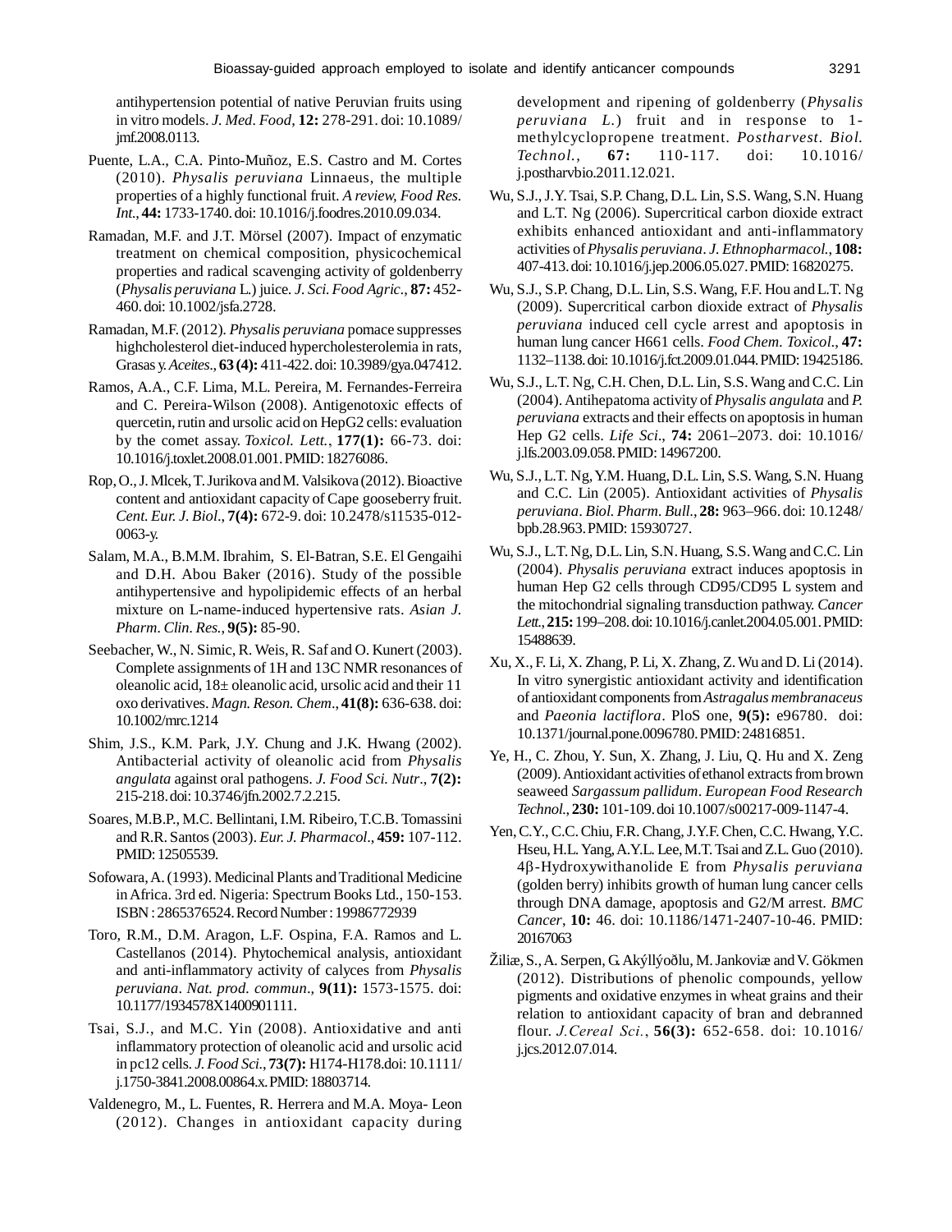antihypertension potential of native Peruvian fruits using in vitro models. *J. Med. Food*, **12:** 278-291. doi: 10.1089/jmf.2008.0113.

Puente, L.A., C.A. Pinto-Muñoz, E.S. Castro and M. Cortes (2010). *Physalis peruviana* Linnaeus, the multiple properties of a highly functional fruit. *A review, Food Res. Int.*, **44:** 1733-1740. doi: 10.1016/j.foodres.2010.09.034.

Ramadan, M.F. and J.T. Mörsel (2007). Impact of enzymatic treatment on chemical composition, physicochemical properties and radical scavenging activity of goldenberry (*Physalis peruviana* L.) juice. *J. Sci. Food Agric.*, **87:** 452-460. doi: 10.1002/jsfa.2728.

Ramadan, M.F. (2012). *Physalis peruviana* pomace suppresses highcholesterol diet-induced hypercholesterolemia in rats, Grasas y. *Aceites.*, **63 (4):** 411-422. doi: 10.3989/gya.047412.

Ramos, A.A., C.F. Lima, M.L. Pereira, M. Fernandes-Ferreira and C. Pereira-Wilson (2008). Antigenotoxic effects of quercetin, rutin and ursolic acid on HepG2 cells: evaluation by the comet assay. *Toxicol. Lett.*, **177(1):** 66-73. doi: 10.1016/j.toxlet.2008.01.001. PMID: 18276086.

Rop, O., J. Mlcek, T. Jurikova and M. Valsikova (2012). Bioactive content and antioxidant capacity of Cape gooseberry fruit. *Cent. Eur. J. Biol.*, **7(4):** 672-9. doi: 10.2478/s11535-012-0063-y.

Salam, M.A., B.M.M. Ibrahim, S. El-Batran, S.E. El Gengaihi and D.H. Abou Baker (2016). Study of the possible antihypertensive and hypolipidemic effects of an herbal mixture on L-name-induced hypertensive rats. *Asian J. Pharm. Clin. Res.*, **9(5):** 85-90.

Seebacher, W., N. Simic, R. Weis, R. Saf and O. Kunert (2003). Complete assignments of 1H and 13C NMR resonances of oleanolic acid, 18± oleanolic acid, ursolic acid and their 11 oxo derivatives. *Magn. Reson. Chem.*, **41(8):** 636-638. doi: 10.1002/mrc.1214

Shim, J.S., K.M. Park, J.Y. Chung and J.K. Hwang (2002). Antibacterial activity of oleanolic acid from *Physalis angulata* against oral pathogens. *J. Food Sci. Nutr.*, **7(2):** 215-218. doi: 10.3746/jfn.2002.7.2.215.

Soares, M.B.P., M.C. Bellintani, I.M. Ribeiro, T.C.B. Tomassini and R.R. Santos (2003). *Eur. J. Pharmacol.*, **459:** 107-112. PMID: 12505539.

Sofowara, A. (1993). Medicinal Plants and Traditional Medicine in Africa. 3rd ed. Nigeria: Spectrum Books Ltd., 150-153. ISBN : 2865376524. Record Number : 19986772939

Toro, R.M., D.M. Aragon, L.F. Ospina, F.A. Ramos and L. Castellanos (2014). Phytochemical analysis, antioxidant and anti-inflammatory activity of calyces from *Physalis peruviana*. *Nat. prod. commun.*, **9(11):** 1573-1575. doi: 10.1177/1934578X1400901111.

Tsai, S.J., and M.C. Yin (2008). Antioxidative and anti inflammatory protection of oleanolic acid and ursolic acid in pc12 cells. *J. Food Sci.*, **73(7):** H174-H178.doi: 10.1111/j.1750-3841.2008.00864.x. PMID: 18803714.

Valdenegro, M., L. Fuentes, R. Herrera and M.A. Moya- Leon (2012). Changes in antioxidant capacity during development and ripening of goldenberry (*Physalis peruviana L.*) fruit and in response to 1-methylcyclopropene treatment. *Postharvest. Biol. Technol.*, **67:** 110-117. doi: 10.1016/j.postharvbio.2011.12.021.

Wu, S.J., J.Y. Tsai, S.P. Chang, D.L. Lin, S.S. Wang, S.N. Huang and L.T. Ng (2006). Supercritical carbon dioxide extract exhibits enhanced antioxidant and anti-inflammatory activities of *Physalis peruviana*. *J. Ethnopharmacol.*, **108:** 407-413. doi: 10.1016/j.jep.2006.05.027. PMID: 16820275.

Wu, S.J., S.P. Chang, D.L. Lin, S.S. Wang, F.F. Hou and L.T. Ng (2009). Supercritical carbon dioxide extract of *Physalis peruviana* induced cell cycle arrest and apoptosis in human lung cancer H661 cells. *Food Chem. Toxicol.*, **47:** 1132–1138. doi: 10.1016/j.fct.2009.01.044. PMID: 19425186.

Wu, S.J., L.T. Ng, C.H. Chen, D.L. Lin, S.S. Wang and C.C. Lin (2004). Antihepatoma activity of *Physalis angulata* and *P. peruviana* extracts and their effects on apoptosis in human Hep G2 cells. *Life Sci.*, **74:** 2061–2073. doi: 10.1016/j.lfs.2003.09.058. PMID: 14967200.

Wu, S.J., L.T. Ng, Y.M. Huang, D.L. Lin, S.S. Wang, S.N. Huang and C.C. Lin (2005). Antioxidant activities of *Physalis peruviana*. *Biol. Pharm. Bull.*, **28:** 963–966. doi: 10.1248/bpb.28.963. PMID: 15930727.

Wu, S.J., L.T. Ng, D.L. Lin, S.N. Huang, S.S. Wang and C.C. Lin (2004). *Physalis peruviana* extract induces apoptosis in human Hep G2 cells through CD95/CD95 L system and the mitochondrial signaling transduction pathway. *Cancer Lett.*, **215:** 199–208. doi: 10.1016/j.canlet.2004.05.001. PMID: 15488639.

Xu, X., F. Li, X. Zhang, P. Li, X. Zhang, Z. Wu and D. Li (2014). In vitro synergistic antioxidant activity and identification of antioxidant components from *Astragalus membranaceus* and *Paeonia lactiflora*. PloS one, **9(5):** e96780. doi: 10.1371/journal.pone.0096780. PMID: 24816851.

Ye, H., C. Zhou, Y. Sun, X. Zhang, J. Liu, Q. Hu and X. Zeng (2009). Antioxidant activities of ethanol extracts from brown seaweed *Sargassum pallidum*. *European Food Research Technol.*, **230:** 101-109. doi 10.1007/s00217-009-1147-4.

Yen, C.Y., C.C. Chiu, F.R. Chang, J.Y.F. Chen, C.C. Hwang, Y.C. Hseu, H.L. Yang, A.Y.L. Lee, M.T. Tsai and Z.L. Guo (2010). 4β-Hydroxywithanolide E from *Physalis peruviana* (golden berry) inhibits growth of human lung cancer cells through DNA damage, apoptosis and G2/M arrest. *BMC Cancer*, **10:** 46. doi: 10.1186/1471-2407-10-46. PMID: 20167063

Žiliæ, S., A. Serpen, G. Akýllýoðlu, M. Jankoviæ and V. Gökmen (2012). Distributions of phenolic compounds, yellow pigments and oxidative enzymes in wheat grains and their relation to antioxidant capacity of bran and debranned flour. *J.Cereal Sci.*, **56(3):** 652-658. doi: 10.1016/j.jcs.2012.07.014.